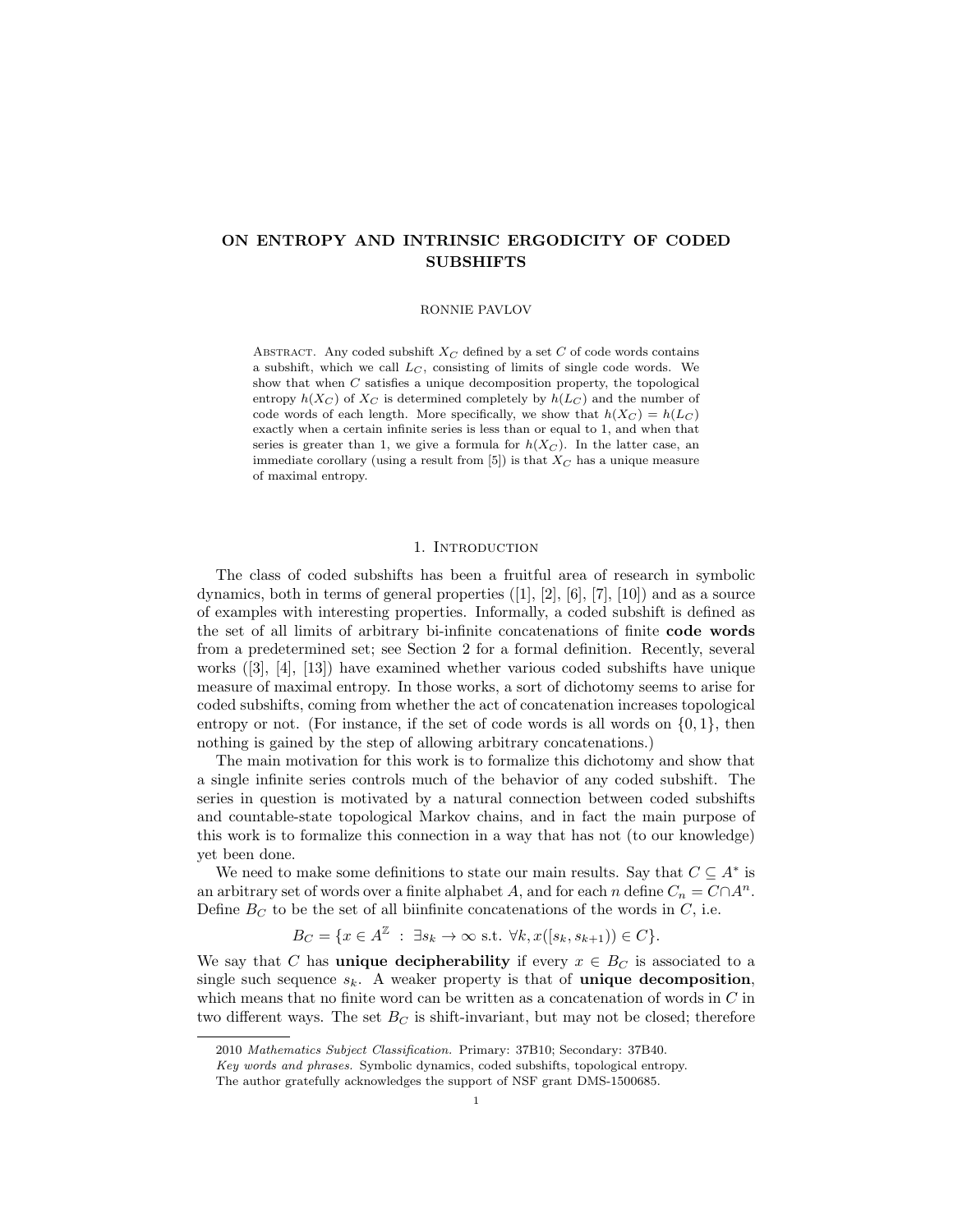# ON ENTROPY AND INTRINSIC ERGODICITY OF CODED SUBSHIFTS

RONNIE PAVLOV

Abstract. Any coded subshift $X_C$ defined by a set $C$ of code words contains a subshift, which we call $L_C$, consisting of limits of single code words. We show that when $C$ satisfies a unique decomposition property, the topological entropy $h(X_C)$ of $X_C$ is determined completely by $h(L_C)$ and the number of code words of each length. More specifically, we show that $h(X_C) = h(L_C)$ exactly when a certain infinite series is less than or equal to 1, and when that series is greater than 1, we give a formula for $h(X_C)$. In the latter case, an immediate corollary (using a result from [5]) is that $X_C$ has a unique measure of maximal entropy.

## 1. Introduction

The class of coded subshifts has been a fruitful area of research in symbolic dynamics, both in terms of general properties ([1], [2], [6], [7], [10]) and as a source of examples with interesting properties. Informally, a coded subshift is defined as the set of all limits of arbitrary bi-infinite concatenations of finite **code words** from a predetermined set; see Section 2 for a formal definition. Recently, several works ([3], [4], [13]) have examined whether various coded subshifts have unique measure of maximal entropy. In those works, a sort of dichotomy seems to arise for coded subshifts, coming from whether the act of concatenation increases topological entropy or not. (For instance, if the set of code words is all words on $\{0, 1\}$, then nothing is gained by the step of allowing arbitrary concatenations.)

The main motivation for this work is to formalize this dichotomy and show that a single infinite series controls much of the behavior of any coded subshift. The series in question is motivated by a natural connection between coded subshifts and countable-state topological Markov chains, and in fact the main purpose of this work is to formalize this connection in a way that has not (to our knowledge) yet been done.

We need to make some definitions to state our main results. Say that $C \subseteq A^*$ is an arbitrary set of words over a finite alphabet $A$, and for each $n$ define $C_n = C \cap A^n$. Define $B_C$ to be the set of all biinfinite concatenations of the words in $C$, i.e.

$$B_C = \{x \in A^{\mathbb{Z}} \ : \ \exists s_k \to \infty \text{ s.t. } \forall k, x([s_k, s_{k+1})) \in C\}.$$

We say that $C$ has **unique decipherability** if every $x \in B_C$ is associated to a single such sequence $s_k$. A weaker property is that of **unique decomposition**, which means that no finite word can be written as a concatenation of words in $C$ in two different ways. The set $B_C$ is shift-invariant, but may not be closed; therefore

---

2010 *Mathematics Subject Classification.* Primary: 37B10; Secondary: 37B40.

*Key words and phrases.* Symbolic dynamics, coded subshifts, topological entropy.

The author gratefully acknowledges the support of NSF grant DMS-1500685.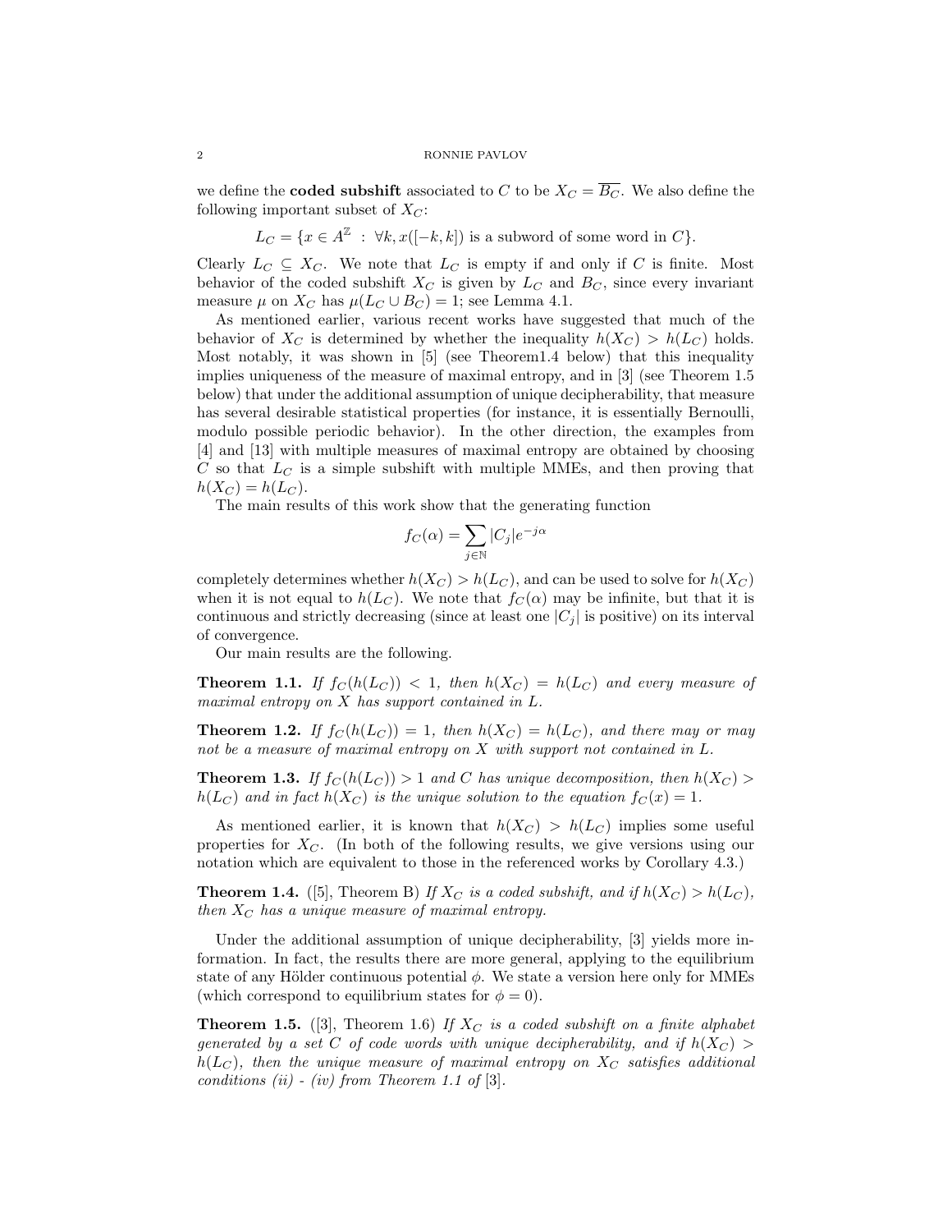we define the **coded subshift** associated to $C$ to be $X_C = \overline{B_C}$. We also define the following important subset of $X_C$:

$$L_C = \{x \in A^{\mathbb{Z}} \ : \ \forall k, x([-k,k]) \text{ is a subword of some word in } C\}.$$

Clearly $L_C \subseteq X_C$. We note that $L_C$ is empty if and only if $C$ is finite. Most behavior of the coded subshift $X_C$ is given by $L_C$ and $B_C$, since every invariant measure $\mu$ on $X_C$ has $\mu(L_C \cup B_C) = 1$; see Lemma 4.1.

As mentioned earlier, various recent works have suggested that much of the behavior of $X_C$ is determined by whether the inequality $h(X_C) > h(L_C)$ holds. Most notably, it was shown in [5] (see Theorem1.4 below) that this inequality implies uniqueness of the measure of maximal entropy, and in [3] (see Theorem 1.5 below) that under the additional assumption of unique decipherability, that measure has several desirable statistical properties (for instance, it is essentially Bernoulli, modulo possible periodic behavior). In the other direction, the examples from [4] and [13] with multiple measures of maximal entropy are obtained by choosing $C$ so that $L_C$ is a simple subshift with multiple MMEs, and then proving that $h(X_C) = h(L_C)$.

The main results of this work show that the generating function

$$f_C(\alpha) = \sum_{j \in \mathbb{N}} |C_j| e^{-j\alpha}$$

completely determines whether $h(X_C) > h(L_C)$, and can be used to solve for $h(X_C)$ when it is not equal to $h(L_C)$. We note that $f_C(\alpha)$ may be infinite, but that it is continuous and strictly decreasing (since at least one $|C_j|$ is positive) on its interval of convergence.

Our main results are the following.

**Theorem 1.1.** *If $f_C(h(L_C)) < 1$, then $h(X_C) = h(L_C)$ and every measure of maximal entropy on $X$ has support contained in $L$.*

**Theorem 1.2.** *If $f_C(h(L_C)) = 1$, then $h(X_C) = h(L_C)$, and there may or may not be a measure of maximal entropy on $X$ with support not contained in $L$.*

**Theorem 1.3.** *If $f_C(h(L_C)) > 1$ and $C$ has unique decomposition, then $h(X_C) > h(L_C)$ and in fact $h(X_C)$ is the unique solution to the equation $f_C(x) = 1$.*

As mentioned earlier, it is known that $h(X_C) > h(L_C)$ implies some useful properties for $X_C$. (In both of the following results, we give versions using our notation which are equivalent to those in the referenced works by Corollary 4.3.)

**Theorem 1.4.** ([5], Theorem B) *If $X_C$ is a coded subshift, and if $h(X_C) > h(L_C)$, then $X_C$ has a unique measure of maximal entropy.*

Under the additional assumption of unique decipherability, [3] yields more information. In fact, the results there are more general, applying to the equilibrium state of any Hölder continuous potential $\phi$. We state a version here only for MMEs (which correspond to equilibrium states for $\phi = 0$).

**Theorem 1.5.** ([3], Theorem 1.6) *If $X_C$ is a coded subshift on a finite alphabet generated by a set $C$ of code words with unique decipherability, and if $h(X_C) > h(L_C)$, then the unique measure of maximal entropy on $X_C$ satisfies additional conditions (ii) - (iv) from Theorem 1.1 of* [3].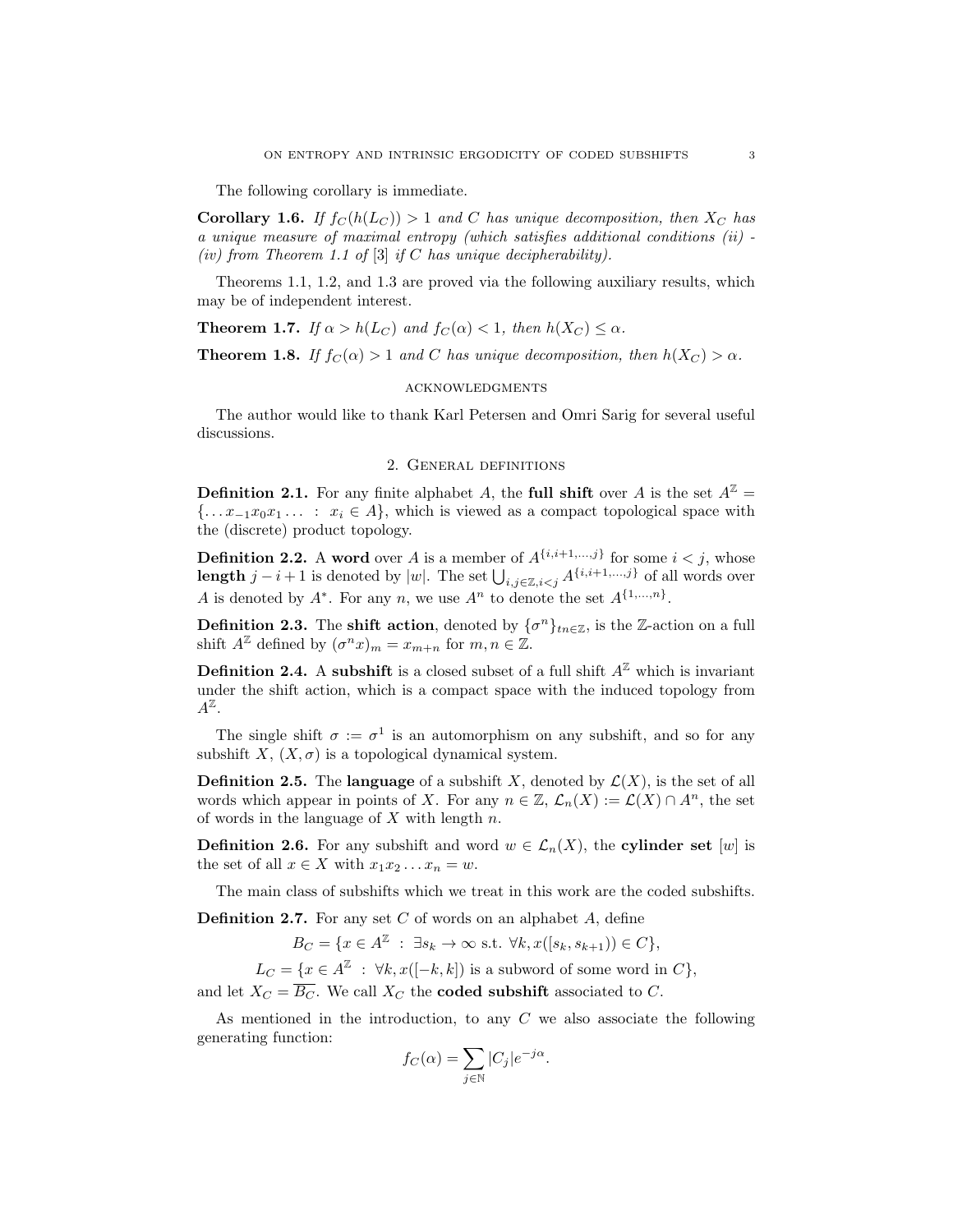The following corollary is immediate.

**Corollary 1.6.** *If $f_C(h(L_C)) > 1$ and $C$ has unique decomposition, then $X_C$ has a unique measure of maximal entropy (which satisfies additional conditions (ii) - (iv) from Theorem 1.1 of* [3] *if $C$ has unique decipherability).*

Theorems 1.1, 1.2, and 1.3 are proved via the following auxiliary results, which may be of independent interest.

**Theorem 1.7.** *If $\alpha > h(L_C)$ and $f_C(\alpha) < 1$, then $h(X_C) \leq \alpha$.*

**Theorem 1.8.** *If $f_C(\alpha) > 1$ and $C$ has unique decomposition, then $h(X_C) > \alpha$.*

### Acknowledgments

The author would like to thank Karl Petersen and Omri Sarig for several useful discussions.

## 2. General definitions

**Definition 2.1.** For any finite alphabet $A$, the **full shift** over $A$ is the set $A^{\mathbb{Z}} = \{\ldots x_{-1}x_0x_1 \ldots \ : \ x_i \in A\}$, which is viewed as a compact topological space with the (discrete) product topology.

**Definition 2.2.** A **word** over $A$ is a member of $A^{\{i,i+1,\ldots,j\}}$ for some $i < j$, whose **length** $j - i + 1$ is denoted by $|w|$. The set $\bigcup_{i,j \in \mathbb{Z}, i<j} A^{\{i,i+1,\ldots,j\}}$ of all words over $A$ is denoted by $A^*$. For any $n$, we use $A^n$ to denote the set $A^{\{1,\ldots,n\}}$.

**Definition 2.3.** The **shift action**, denoted by $\{\sigma^n\}_{tn\in\mathbb{Z}}$, is the $\mathbb{Z}$-action on a full shift $A^{\mathbb{Z}}$ defined by $(\sigma^n x)_m = x_{m+n}$ for $m, n \in \mathbb{Z}$.

**Definition 2.4.** A **subshift** is a closed subset of a full shift $A^{\mathbb{Z}}$ which is invariant under the shift action, which is a compact space with the induced topology from $A^{\mathbb{Z}}$.

The single shift $\sigma := \sigma^1$ is an automorphism on any subshift, and so for any subshift $X$, $(X, \sigma)$ is a topological dynamical system.

**Definition 2.5.** The **language** of a subshift $X$, denoted by $\mathcal{L}(X)$, is the set of all words which appear in points of $X$. For any $n \in \mathbb{Z}$, $\mathcal{L}_n(X) := \mathcal{L}(X) \cap A^n$, the set of words in the language of $X$ with length $n$.

**Definition 2.6.** For any subshift and word $w \in \mathcal{L}_n(X)$, the **cylinder set** $[w]$ is the set of all $x \in X$ with $x_1x_2 \ldots x_n = w$.

The main class of subshifts which we treat in this work are the coded subshifts.

**Definition 2.7.** For any set $C$ of words on an alphabet $A$, define

$$B_C = \{x \in A^{\mathbb{Z}} \ : \ \exists s_k \to \infty \text{ s.t. } \forall k, x([s_k, s_{k+1})) \in C\},$$

$$L_C = \{x \in A^{\mathbb{Z}} \ : \ \forall k, x([-k, k]) \text{ is a subword of some word in } C\},$$

and let $X_C = \overline{B_C}$. We call $X_C$ the **coded subshift** associated to $C$.

As mentioned in the introduction, to any $C$ we also associate the following generating function:

$$f_C(\alpha) = \sum_{j\in\mathbb{N}} |C_j| e^{-j\alpha}.$$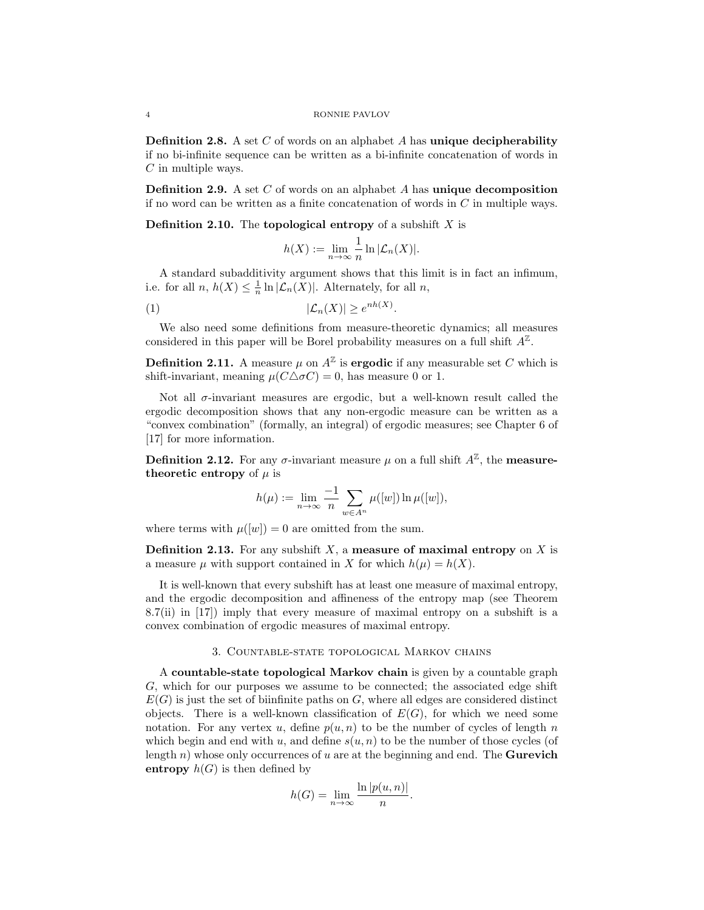**Definition 2.8.** A set $C$ of words on an alphabet $A$ has **unique decipherability** if no bi-infinite sequence can be written as a bi-infinite concatenation of words in $C$ in multiple ways.

**Definition 2.9.** A set $C$ of words on an alphabet $A$ has **unique decomposition** if no word can be written as a finite concatenation of words in $C$ in multiple ways.

**Definition 2.10.** The **topological entropy** of a subshift $X$ is

$$h(X) := \lim_{n \to \infty} \frac{1}{n} \ln |\mathcal{L}_n(X)|.$$

A standard subadditivity argument shows that this limit is in fact an infimum, i.e. for all $n$, $h(X) \leq \frac{1}{n} \ln |\mathcal{L}_n(X)|$. Alternately, for all $n$,

$$|\mathcal{L}_n(X)| \geq e^{nh(X)}. \tag{1}$$

We also need some definitions from measure-theoretic dynamics; all measures considered in this paper will be Borel probability measures on a full shift $A^{\mathbb{Z}}$.

**Definition 2.11.** A measure $\mu$ on $A^{\mathbb{Z}}$ is **ergodic** if any measurable set $C$ which is shift-invariant, meaning $\mu(C \triangle \sigma C) = 0$, has measure 0 or 1.

Not all $\sigma$-invariant measures are ergodic, but a well-known result called the ergodic decomposition shows that any non-ergodic measure can be written as a "convex combination" (formally, an integral) of ergodic measures; see Chapter 6 of [17] for more information.

**Definition 2.12.** For any $\sigma$-invariant measure $\mu$ on a full shift $A^{\mathbb{Z}}$, the **measure-theoretic entropy** of $\mu$ is

$$h(\mu) := \lim_{n \to \infty} \frac{-1}{n} \sum_{w \in A^n} \mu([w]) \ln \mu([w]),$$

where terms with $\mu([w]) = 0$ are omitted from the sum.

**Definition 2.13.** For any subshift $X$, a **measure of maximal entropy** on $X$ is a measure $\mu$ with support contained in $X$ for which $h(\mu) = h(X)$.

It is well-known that every subshift has at least one measure of maximal entropy, and the ergodic decomposition and affineness of the entropy map (see Theorem 8.7(ii) in [17]) imply that every measure of maximal entropy on a subshift is a convex combination of ergodic measures of maximal entropy.

## 3. Countable-state topological Markov chains

A **countable-state topological Markov chain** is given by a countable graph $G$, which for our purposes we assume to be connected; the associated edge shift $E(G)$ is just the set of biinfinite paths on $G$, where all edges are considered distinct objects. There is a well-known classification of $E(G)$, for which we need some notation. For any vertex $u$, define $p(u, n)$ to be the number of cycles of length $n$ which begin and end with $u$, and define $s(u, n)$ to be the number of those cycles (of length $n$) whose only occurrences of $u$ are at the beginning and end. The **Gurevich entropy** $h(G)$ is then defined by

$$h(G) = \lim_{n \to \infty} \frac{\ln |p(u, n)|}{n}.$$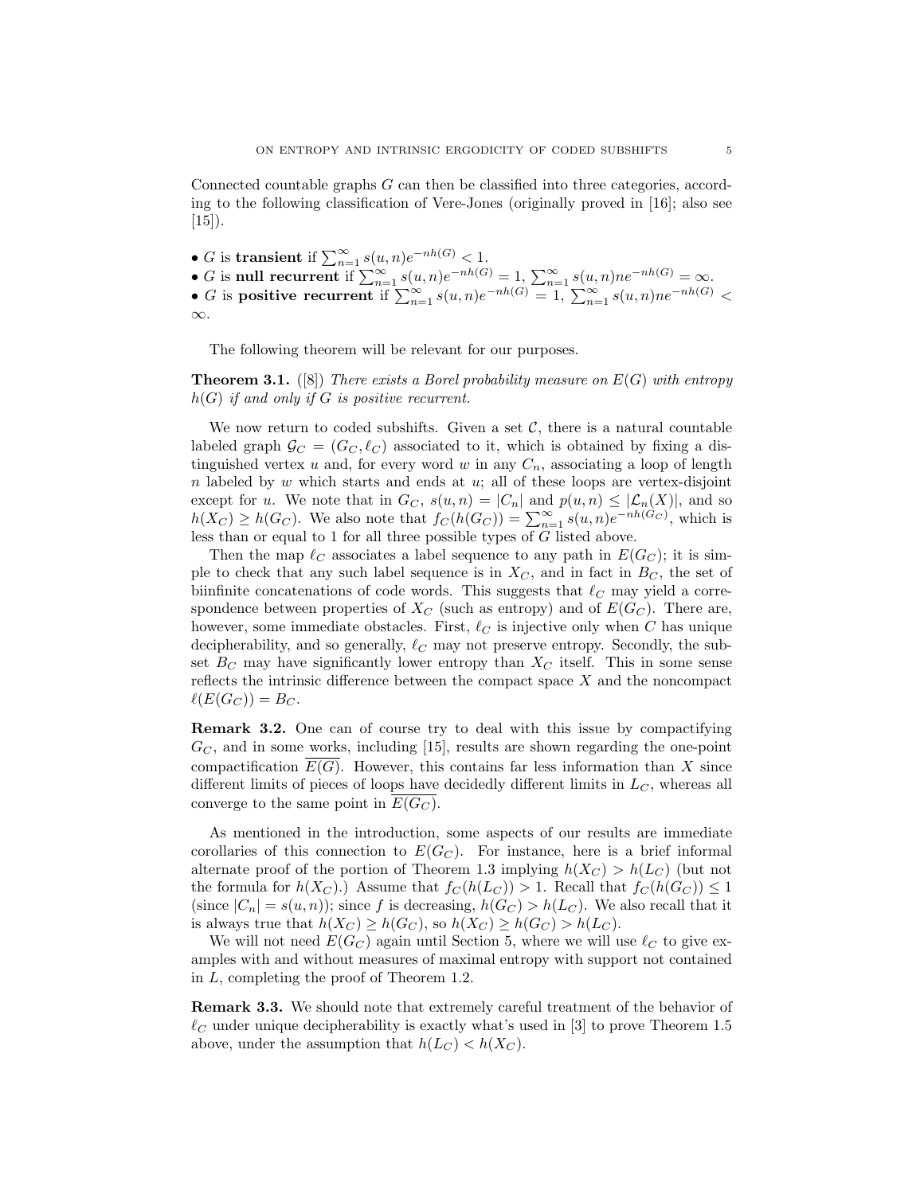Connected countable graphs $G$ can then be classified into three categories, according to the following classification of Vere-Jones (originally proved in [16]; also see [15]).

- $G$ is **transient** if $\sum_{n=1}^{\infty} s(u,n)e^{-nh(G)} < 1$.
- $G$ is **null recurrent** if $\sum_{n=1}^{\infty} s(u,n)e^{-nh(G)} = 1$, $\sum_{n=1}^{\infty} s(u,n)ne^{-nh(G)} = \infty$.
- $G$ is **positive recurrent** if $\sum_{n=1}^{\infty} s(u,n)e^{-nh(G)} = 1$, $\sum_{n=1}^{\infty} s(u,n)ne^{-nh(G)} < \infty$.

The following theorem will be relevant for our purposes.

**Theorem 3.1.** ([8]) *There exists a Borel probability measure on $E(G)$ with entropy $h(G)$ if and only if $G$ is positive recurrent.*

We now return to coded subshifts. Given a set $\mathcal{C}$, there is a natural countable labeled graph $\mathcal{G}_C = (G_C, \ell_C)$ associated to it, which is obtained by fixing a distinguished vertex $u$ and, for every word $w$ in any $C_n$, associating a loop of length $n$ labeled by $w$ which starts and ends at $u$; all of these loops are vertex-disjoint except for $u$. We note that in $G_C$, $s(u,n) = |C_n|$ and $p(u,n) \leq |\mathcal{L}_n(X)|$, and so $h(X_C) \geq h(G_C)$. We also note that $f_C(h(G_C)) = \sum_{n=1}^{\infty} s(u,n)e^{-nh(G_C)}$, which is less than or equal to 1 for all three possible types of $G$ listed above.

Then the map $\ell_C$ associates a label sequence to any path in $E(G_C)$; it is simple to check that any such label sequence is in $X_C$, and in fact in $B_C$, the set of biinfinite concatenations of code words. This suggests that $\ell_C$ may yield a correspondence between properties of $X_C$ (such as entropy) and of $E(G_C)$. There are, however, some immediate obstacles. First, $\ell_C$ is injective only when $C$ has unique decipherability, and so generally, $\ell_C$ may not preserve entropy. Secondly, the subset $B_C$ may have significantly lower entropy than $X_C$ itself. This in some sense reflects the intrinsic difference between the compact space $X$ and the noncompact $\ell(E(G_C)) = B_C$.

**Remark 3.2.** One can of course try to deal with this issue by compactifying $G_C$, and in some works, including [15], results are shown regarding the one-point compactification $\overline{E(G)}$. However, this contains far less information than $X$ since different limits of pieces of loops have decidedly different limits in $L_C$, whereas all converge to the same point in $\overline{E(G_C)}$.

As mentioned in the introduction, some aspects of our results are immediate corollaries of this connection to $E(G_C)$. For instance, here is a brief informal alternate proof of the portion of Theorem 1.3 implying $h(X_C) > h(L_C)$ (but not the formula for $h(X_C)$.) Assume that $f_C(h(L_C)) > 1$. Recall that $f_C(h(G_C)) \leq 1$ (since $|C_n| = s(u,n)$); since $f$ is decreasing, $h(G_C) > h(L_C)$. We also recall that it is always true that $h(X_C) \geq h(G_C)$, so $h(X_C) \geq h(G_C) > h(L_C)$.

We will not need $E(G_C)$ again until Section 5, where we will use $\ell_C$ to give examples with and without measures of maximal entropy with support not contained in $L$, completing the proof of Theorem 1.2.

**Remark 3.3.** We should note that extremely careful treatment of the behavior of $\ell_C$ under unique decipherability is exactly what's used in [3] to prove Theorem 1.5 above, under the assumption that $h(L_C) < h(X_C)$.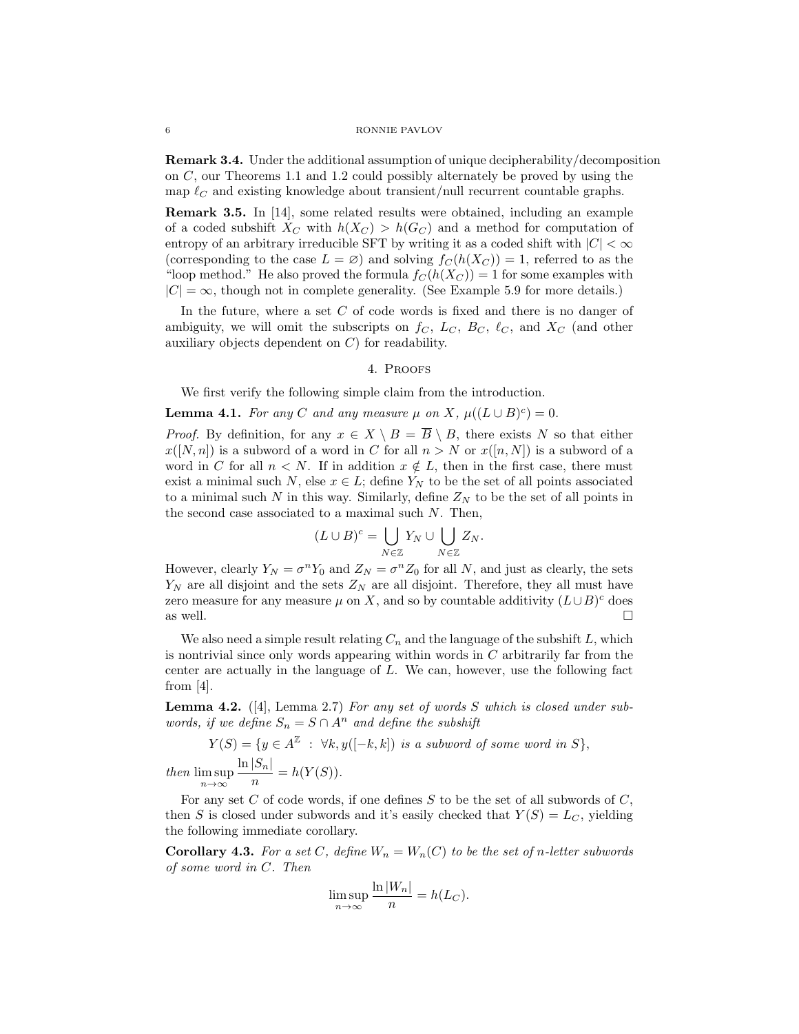**Remark 3.4.** Under the additional assumption of unique decipherability/decomposition on $C$, our Theorems 1.1 and 1.2 could possibly alternately be proved by using the map $\ell_C$ and existing knowledge about transient/null recurrent countable graphs.

**Remark 3.5.** In [14], some related results were obtained, including an example of a coded subshift $X_C$ with $h(X_C) > h(G_C)$ and a method for computation of entropy of an arbitrary irreducible SFT by writing it as a coded shift with $|C| < \infty$ (corresponding to the case $L = \varnothing$) and solving $f_C(h(X_C)) = 1$, referred to as the "loop method." He also proved the formula $f_C(h(X_C)) = 1$ for some examples with $|C| = \infty$, though not in complete generality. (See Example 5.9 for more details.)

In the future, where a set $C$ of code words is fixed and there is no danger of ambiguity, we will omit the subscripts on $f_C$, $L_C$, $B_C$, $\ell_C$, and $X_C$ (and other auxiliary objects dependent on $C$) for readability.

## 4. Proofs

We first verify the following simple claim from the introduction.

**Lemma 4.1.** *For any $C$ and any measure $\mu$ on $X$, $\mu((L \cup B)^c) = 0$.*

*Proof.* By definition, for any $x \in X \setminus B = \overline{B} \setminus B$, there exists $N$ so that either $x([N, n])$ is a subword of a word in $C$ for all $n > N$ or $x([n, N])$ is a subword of a word in $C$ for all $n < N$. If in addition $x \notin L$, then in the first case, there must exist a minimal such $N$, else $x \in L$; define $Y_N$ to be the set of all points associated to a minimal such $N$ in this way. Similarly, define $Z_N$ to be the set of all points in the second case associated to a maximal such $N$. Then,

$$(L \cup B)^c = \bigcup_{N \in \mathbb{Z}} Y_N \cup \bigcup_{N \in \mathbb{Z}} Z_N.$$

However, clearly $Y_N = \sigma^n Y_0$ and $Z_N = \sigma^n Z_0$ for all $N$, and just as clearly, the sets $Y_N$ are all disjoint and the sets $Z_N$ are all disjoint. Therefore, they all must have zero measure for any measure $\mu$ on $X$, and so by countable additivity $(L \cup B)^c$ does as well. $\square$

We also need a simple result relating $C_n$ and the language of the subshift $L$, which is nontrivial since only words appearing within words in $C$ arbitrarily far from the center are actually in the language of $L$. We can, however, use the following fact from [4].

**Lemma 4.2.** ([4], Lemma 2.7) *For any set of words $S$ which is closed under subwords, if we define $S_n = S \cap A^n$ and define the subshift*

$$Y(S) = \{y \in A^{\mathbb{Z}} \ : \ \forall k, y([-k, k]) \text{ is a subword of some word in } S\},$$

*then* $\limsup_{n \to \infty} \frac{\ln |S_n|}{n} = h(Y(S))$.

For any set $C$ of code words, if one defines $S$ to be the set of all subwords of $C$, then $S$ is closed under subwords and it's easily checked that $Y(S) = L_C$, yielding the following immediate corollary.

**Corollary 4.3.** *For a set $C$, define $W_n = W_n(C)$ to be the set of $n$-letter subwords of some word in $C$. Then*

$$\limsup_{n \to \infty} \frac{\ln |W_n|}{n} = h(L_C).$$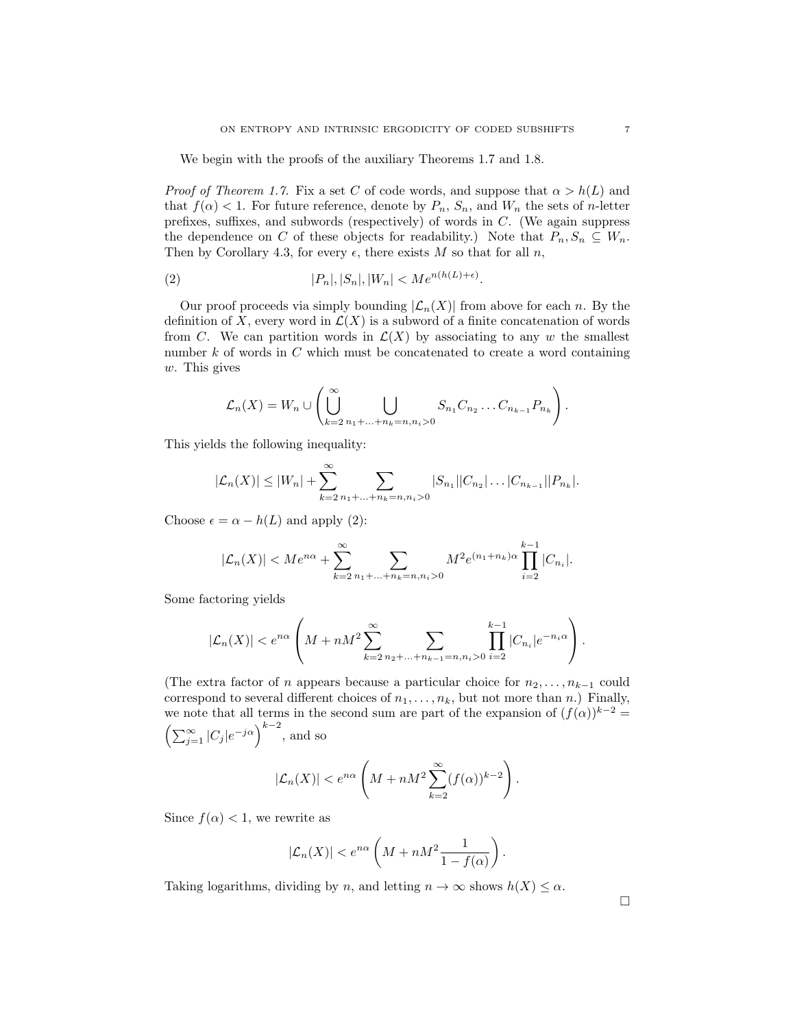We begin with the proofs of the auxiliary Theorems 1.7 and 1.8.

*Proof of Theorem 1.7.* Fix a set $C$ of code words, and suppose that $\alpha > h(L)$ and that $f(\alpha) < 1$. For future reference, denote by $P_n$, $S_n$, and $W_n$ the sets of $n$-letter prefixes, suffixes, and subwords (respectively) of words in $C$. (We again suppress the dependence on $C$ of these objects for readability.) Note that $P_n, S_n \subseteq W_n$. Then by Corollary 4.3, for every $\epsilon$, there exists $M$ so that for all $n$,

$$|P_n|, |S_n|, |W_n| < Me^{n(h(L)+\epsilon)}. \tag{2}$$

Our proof proceeds via simply bounding $|\mathcal{L}_n(X)|$ from above for each $n$. By the definition of $X$, every word in $\mathcal{L}(X)$ is a subword of a finite concatenation of words from $C$. We can partition words in $\mathcal{L}(X)$ by associating to any $w$ the smallest number $k$ of words in $C$ which must be concatenated to create a word containing $w$. This gives

$$\mathcal{L}_n(X) = W_n \cup \left( \bigcup_{k=2}^{\infty} \bigcup_{n_1+\ldots+n_k=n, n_i>0} S_{n_1} C_{n_2} \ldots C_{n_{k-1}} P_{n_k} \right).$$

This yields the following inequality:

$$|\mathcal{L}_n(X)| \leq |W_n| + \sum_{k=2}^{\infty} \sum_{n_1+\ldots+n_k=n, n_i>0} |S_{n_1}||C_{n_2}| \ldots |C_{n_{k-1}}||P_{n_k}|.$$

Choose $\epsilon = \alpha - h(L)$ and apply (2):

$$|\mathcal{L}_n(X)| < Me^{n\alpha} + \sum_{k=2}^{\infty} \sum_{n_1+\ldots+n_k=n, n_i>0} M^2 e^{(n_1+n_k)\alpha} \prod_{i=2}^{k-1} |C_{n_i}|.$$

Some factoring yields

$$|\mathcal{L}_n(X)| < e^{n\alpha} \left( M + nM^2 \sum_{k=2}^{\infty} \sum_{n_2+\ldots+n_{k-1}=n, n_i>0} \prod_{i=2}^{k-1} |C_{n_i}| e^{-n_i \alpha} \right).$$

(The extra factor of $n$ appears because a particular choice for $n_2, \ldots, n_{k-1}$ could correspond to several different choices of $n_1, \ldots, n_k$, but not more than $n$.) Finally, we note that all terms in the second sum are part of the expansion of $(f(\alpha))^{k-2} = \left( \sum_{j=1}^{\infty} |C_j| e^{-j\alpha} \right)^{k-2}$, and so

$$|\mathcal{L}_n(X)| < e^{n\alpha} \left( M + nM^2 \sum_{k=2}^{\infty} (f(\alpha))^{k-2} \right).$$

Since $f(\alpha) < 1$, we rewrite as

$$|\mathcal{L}_n(X)| < e^{n\alpha} \left( M + nM^2 \frac{1}{1 - f(\alpha)} \right).$$

Taking logarithms, dividing by $n$, and letting $n \to \infty$ shows $h(X) \leq \alpha$.

□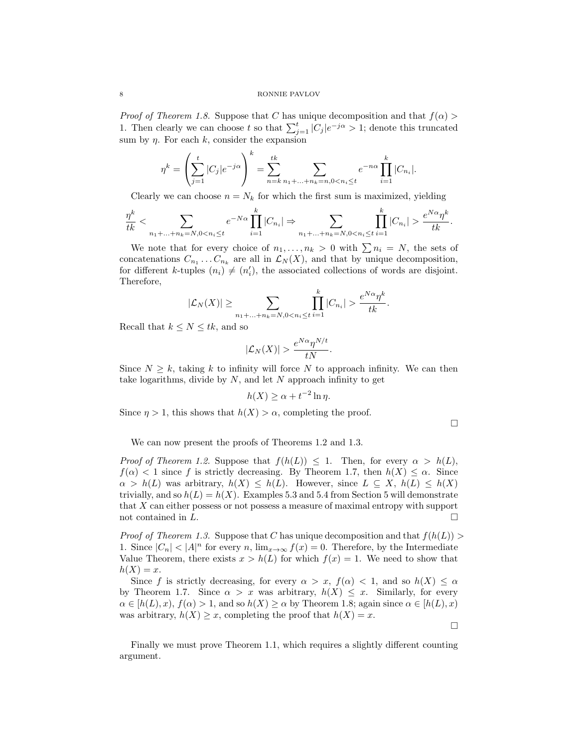*Proof of Theorem 1.8.* Suppose that $C$ has unique decomposition and that $f(\alpha) > 1$. Then clearly we can choose $t$ so that $\sum_{j=1}^{t} |C_j| e^{-j\alpha} > 1$; denote this truncated sum by $\eta$. For each $k$, consider the expansion

$$\eta^k = \left( \sum_{j=1}^{t} |C_j| e^{-j\alpha} \right)^k = \sum_{n=k}^{tk} \sum_{n_1 + \ldots + n_k = n, 0 < n_i \leq t} e^{-n\alpha} \prod_{i=1}^{k} |C_{n_i}|.$$

Clearly we can choose $n = N_k$ for which the first sum is maximized, yielding

$$\frac{\eta^k}{tk} < \sum_{n_1 + \ldots + n_k = N, 0 < n_i \leq t} e^{-N\alpha} \prod_{i=1}^{k} |C_{n_i}| \Rightarrow \sum_{n_1 + \ldots + n_k = N, 0 < n_i \leq t} \prod_{i=1}^{k} |C_{n_i}| > \frac{e^{N\alpha} \eta^k}{tk}.$$

We note that for every choice of $n_1, \ldots, n_k > 0$ with $\sum n_i = N$, the sets of concatenations $C_{n_1} \ldots C_{n_k}$ are all in $\mathcal{L}_N(X)$, and that by unique decomposition, for different $k$-tuples $(n_i) \neq (n_i')$, the associated collections of words are disjoint. Therefore,

$$|\mathcal{L}_N(X)| \geq \sum_{n_1 + \ldots + n_k = N, 0 < n_i \leq t} \prod_{i=1}^{k} |C_{n_i}| > \frac{e^{N\alpha} \eta^k}{tk}.$$

Recall that $k \leq N \leq tk$, and so

$$|\mathcal{L}_N(X)| > \frac{e^{N\alpha} \eta^{N/t}}{tN}.$$

Since $N \geq k$, taking $k$ to infinity will force $N$ to approach infinity. We can then take logarithms, divide by $N$, and let $N$ approach infinity to get

$$h(X) \geq \alpha + t^{-2} \ln \eta.$$

Since $\eta > 1$, this shows that $h(X) > \alpha$, completing the proof. $\square$

We can now present the proofs of Theorems 1.2 and 1.3.

*Proof of Theorem 1.2.* Suppose that $f(h(L)) \leq 1$. Then, for every $\alpha > h(L)$, $f(\alpha) < 1$ since $f$ is strictly decreasing. By Theorem 1.7, then $h(X) \leq \alpha$. Since $\alpha > h(L)$ was arbitrary, $h(X) \leq h(L)$. However, since $L \subseteq X$, $h(L) \leq h(X)$ trivially, and so $h(L) = h(X)$. Examples 5.3 and 5.4 from Section 5 will demonstrate that $X$ can either possess or not possess a measure of maximal entropy with support not contained in $L$. $\square$

*Proof of Theorem 1.3.* Suppose that $C$ has unique decomposition and that $f(h(L)) > 1$. Since $|C_n| < |A|^n$ for every $n$, $\lim_{x \to \infty} f(x) = 0$. Therefore, by the Intermediate Value Theorem, there exists $x > h(L)$ for which $f(x) = 1$. We need to show that $h(X) = x$.

Since $f$ is strictly decreasing, for every $\alpha > x$, $f(\alpha) < 1$, and so $h(X) \leq \alpha$ by Theorem 1.7. Since $\alpha > x$ was arbitrary, $h(X) \leq x$. Similarly, for every $\alpha \in [h(L), x)$, $f(\alpha) > 1$, and so $h(X) \geq \alpha$ by Theorem 1.8; again since $\alpha \in [h(L), x)$ was arbitrary, $h(X) \geq x$, completing the proof that $h(X) = x$. $\square$

Finally we must prove Theorem 1.1, which requires a slightly different counting argument.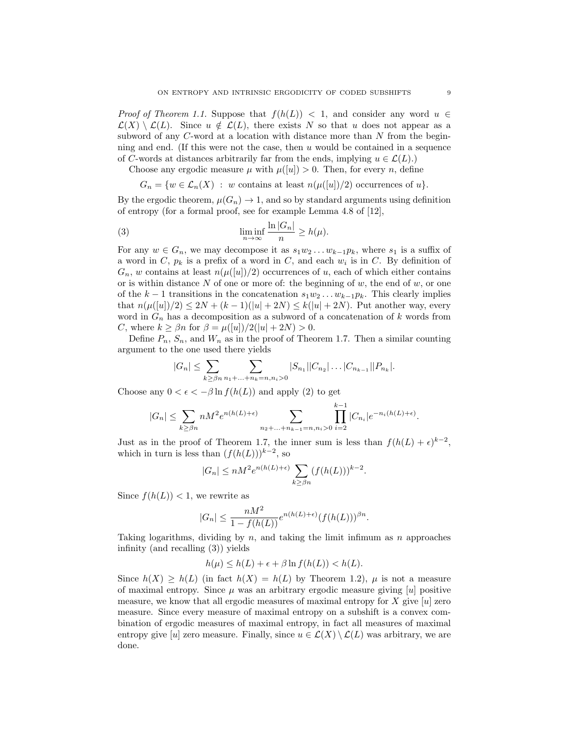*Proof of Theorem 1.1.* Suppose that $f(h(L)) < 1$, and consider any word $u \in \mathcal{L}(X) \setminus \mathcal{L}(L)$. Since $u \notin \mathcal{L}(L)$, there exists $N$ so that $u$ does not appear as a subword of any $C$-word at a location with distance more than $N$ from the beginning and end. (If this were not the case, then $u$ would be contained in a sequence of $C$-words at distances arbitrarily far from the ends, implying $u \in \mathcal{L}(L)$.)

Choose any ergodic measure $\mu$ with $\mu([u]) > 0$. Then, for every $n$, define

$$G_n = \{w \in \mathcal{L}_n(X) \ : \ w \text{ contains at least } n(\mu([u])/2) \text{ occurrences of } u\}.$$

By the ergodic theorem, $\mu(G_n) \to 1$, and so by standard arguments using definition of entropy (for a formal proof, see for example Lemma 4.8 of [12],

$$\liminf_{n\to\infty} \frac{\ln |G_n|}{n} \geq h(\mu). \tag{3}$$

For any $w \in G_n$, we may decompose it as $s_1 w_2 \dots w_{k-1} p_k$, where $s_1$ is a suffix of a word in $C$, $p_k$ is a prefix of a word in $C$, and each $w_i$ is in $C$. By definition of $G_n$, $w$ contains at least $n(\mu([u])/2)$ occurrences of $u$, each of which either contains or is within distance $N$ of one or more of: the beginning of $w$, the end of $w$, or one of the $k-1$ transitions in the concatenation $s_1 w_2 \dots w_{k-1} p_k$. This clearly implies that $n(\mu([u])/2) \leq 2N + (k-1)(|u| + 2N) \leq k(|u| + 2N)$. Put another way, every word in $G_n$ has a decomposition as a subword of a concatenation of $k$ words from $C$, where $k \geq \beta n$ for $\beta = \mu([u])/2(|u| + 2N) > 0$.

Define $P_n$, $S_n$, and $W_n$ as in the proof of Theorem 1.7. Then a similar counting argument to the one used there yields

$$|G_n| \leq \sum_{k \geq \beta n} \sum_{n_1 + \ldots + n_k = n, n_i > 0} |S_{n_1}||C_{n_2}| \ldots |C_{n_{k-1}}||P_{n_k}|.$$

Choose any $0 < \epsilon < -\beta \ln f(h(L))$ and apply (2) to get

$$|G_n| \leq \sum_{k \geq \beta n} nM^2 e^{n(h(L)+\epsilon)} \sum_{n_2 + \ldots + n_{k-1} = n, n_i > 0} \prod_{i=2}^{k-1} |C_{n_i}| e^{-n_i(h(L)+\epsilon)}.$$

Just as in the proof of Theorem 1.7, the inner sum is less than $f(h(L) + \epsilon)^{k-2}$, which in turn is less than $(f(h(L)))^{k-2}$, so

$$|G_n| \leq nM^2 e^{n(h(L)+\epsilon)} \sum_{k \geq \beta n} (f(h(L)))^{k-2}.$$

Since $f(h(L)) < 1$, we rewrite as

$$|G_n| \leq \frac{nM^2}{1 - f(h(L))} e^{n(h(L)+\epsilon)} (f(h(L)))^{\beta n}.$$

Taking logarithms, dividing by $n$, and taking the limit infimum as $n$ approaches infinity (and recalling (3)) yields

$$h(\mu) \leq h(L) + \epsilon + \beta \ln f(h(L)) < h(L).$$

Since $h(X) \geq h(L)$ (in fact $h(X) = h(L)$ by Theorem 1.2), $\mu$ is not a measure of maximal entropy. Since $\mu$ was an arbitrary ergodic measure giving $[u]$ positive measure, we know that all ergodic measures of maximal entropy for $X$ give $[u]$ zero measure. Since every measure of maximal entropy on a subshift is a convex combination of ergodic measures of maximal entropy, in fact all measures of maximal entropy give $[u]$ zero measure. Finally, since $u \in \mathcal{L}(X) \setminus \mathcal{L}(L)$ was arbitrary, we are done.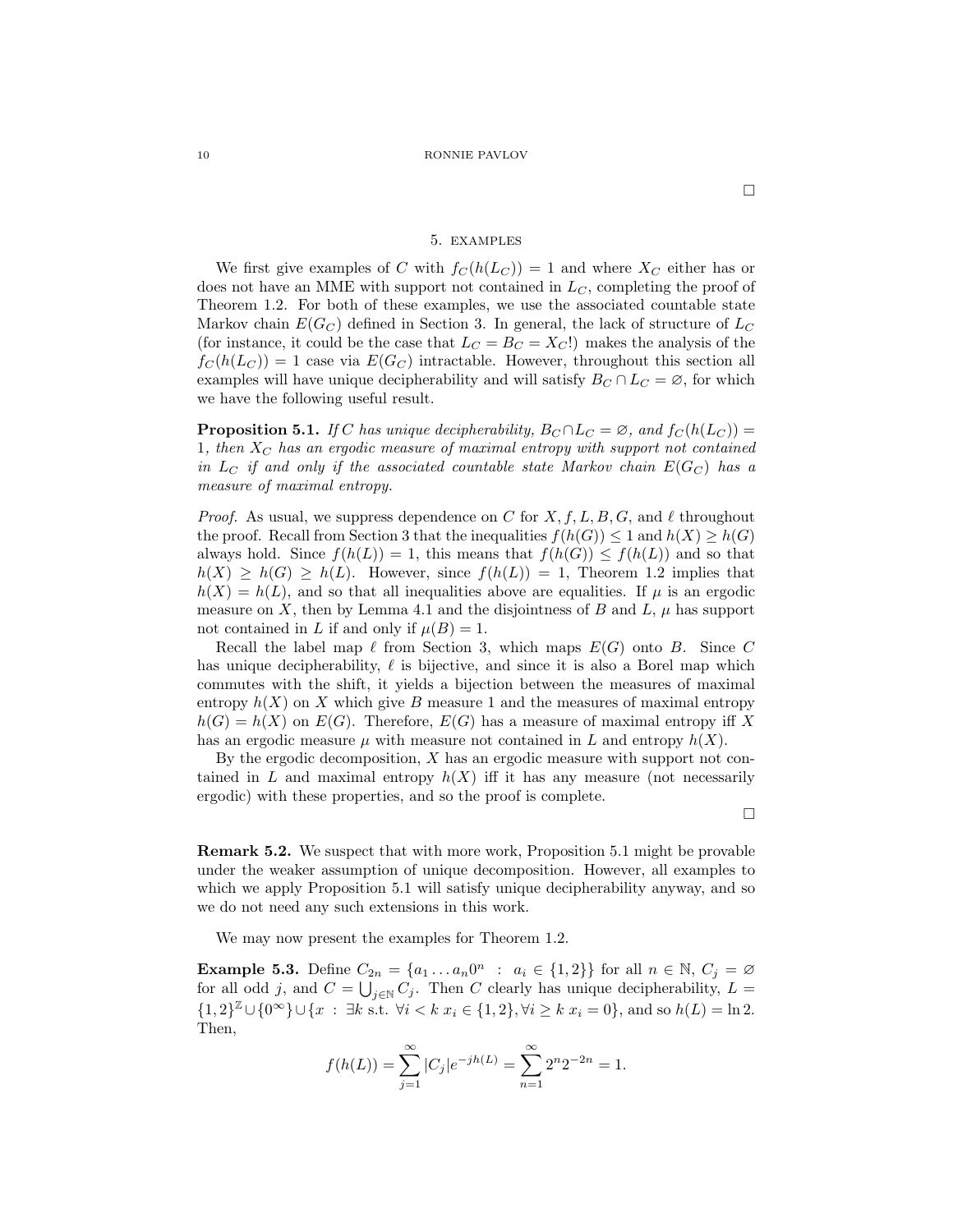□

## 5. Examples

We first give examples of $C$ with $f_C(h(L_C)) = 1$ and where $X_C$ either has or does not have an MME with support not contained in $L_C$, completing the proof of Theorem 1.2. For both of these examples, we use the associated countable state Markov chain $E(G_C)$ defined in Section 3. In general, the lack of structure of $L_C$ (for instance, it could be the case that $L_C = B_C = X_C$!) makes the analysis of the $f_C(h(L_C)) = 1$ case via $E(G_C)$ intractable. However, throughout this section all examples will have unique decipherability and will satisfy $B_C \cap L_C = \varnothing$, for which we have the following useful result.

**Proposition 5.1.** *If $C$ has unique decipherability, $B_C \cap L_C = \varnothing$, and $f_C(h(L_C)) = 1$, then $X_C$ has an ergodic measure of maximal entropy with support not contained in $L_C$ if and only if the associated countable state Markov chain $E(G_C)$ has a measure of maximal entropy.*

*Proof.* As usual, we suppress dependence on $C$ for $X, f, L, B, G$, and $\ell$ throughout the proof. Recall from Section 3 that the inequalities $f(h(G)) \leq 1$ and $h(X) \geq h(G)$ always hold. Since $f(h(L)) = 1$, this means that $f(h(G)) \leq f(h(L))$ and so that $h(X) \geq h(G) \geq h(L)$. However, since $f(h(L)) = 1$, Theorem 1.2 implies that $h(X) = h(L)$, and so that all inequalities above are equalities. If $\mu$ is an ergodic measure on $X$, then by Lemma 4.1 and the disjointness of $B$ and $L$, $\mu$ has support not contained in $L$ if and only if $\mu(B) = 1$.

Recall the label map $\ell$ from Section 3, which maps $E(G)$ onto $B$. Since $C$ has unique decipherability, $\ell$ is bijective, and since it is also a Borel map which commutes with the shift, it yields a bijection between the measures of maximal entropy $h(X)$ on $X$ which give $B$ measure 1 and the measures of maximal entropy $h(G) = h(X)$ on $E(G)$. Therefore, $E(G)$ has a measure of maximal entropy iff $X$ has an ergodic measure $\mu$ with measure not contained in $L$ and entropy $h(X)$.

By the ergodic decomposition, $X$ has an ergodic measure with support not contained in $L$ and maximal entropy $h(X)$ iff it has any measure (not necessarily ergodic) with these properties, and so the proof is complete.

□

**Remark 5.2.** We suspect that with more work, Proposition 5.1 might be provable under the weaker assumption of unique decomposition. However, all examples to which we apply Proposition 5.1 will satisfy unique decipherability anyway, and so we do not need any such extensions in this work.

We may now present the examples for Theorem 1.2.

**Example 5.3.** Define $C_{2n} = \{a_1 \dots a_n 0^n \ : \ a_i \in \{1, 2\}\}$ for all $n \in \mathbb{N}$, $C_j = \varnothing$ for all odd $j$, and $C = \bigcup_{j \in \mathbb{N}} C_j$. Then $C$ clearly has unique decipherability, $L = \{1, 2\}^{\mathbb{Z}} \cup \{0^{\infty}\} \cup \{x \ : \ \exists k \text{ s.t. } \forall i < k \ x_i \in \{1, 2\}, \forall i \geq k \ x_i = 0\}$, and so $h(L) = \ln 2$. Then,

$$f(h(L)) = \sum_{j=1}^{\infty} |C_j| e^{-jh(L)} = \sum_{n=1}^{\infty} 2^n 2^{-2n} = 1.$$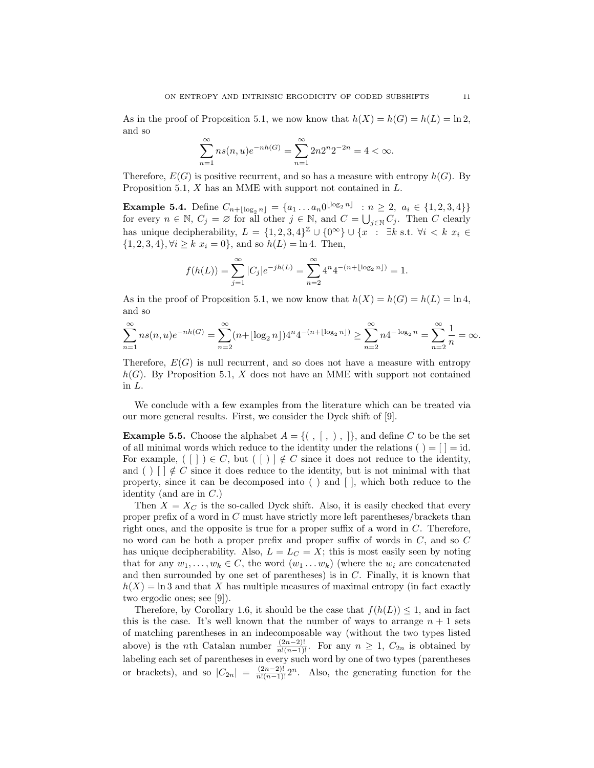As in the proof of Proposition 5.1, we now know that $h(X) = h(G) = h(L) = \ln 2$, and so

$$\sum_{n=1}^{\infty} ns(n,u)e^{-nh(G)} = \sum_{n=1}^{\infty} 2n2^n 2^{-2n} = 4 < \infty.$$

Therefore, $E(G)$ is positive recurrent, and so has a measure with entropy $h(G)$. By Proposition 5.1, $X$ has an MME with support not contained in $L$.

**Example 5.4.** Define $C_{n+\lfloor \log_2 n \rfloor} = \{a_1 \dots a_n 0^{\lfloor \log_2 n \rfloor} \ : n \geq 2, \ a_i \in \{1,2,3,4\}\}$ for every $n \in \mathbb{N}$, $C_j = \varnothing$ for all other $j \in \mathbb{N}$, and $C = \bigcup_{j \in \mathbb{N}} C_j$. Then $C$ clearly has unique decipherability, $L = \{1,2,3,4\}^{\mathbb{Z}} \cup \{0^\infty\} \cup \{x \ : \ \exists k \text{ s.t. } \forall i < k \ x_i \in \{1,2,3,4\}, \forall i \geq k \ x_i = 0\}$, and so $h(L) = \ln 4$. Then,

$$f(h(L)) = \sum_{j=1}^{\infty} |C_j| e^{-jh(L)} = \sum_{n=2}^{\infty} 4^n 4^{-(n+\lfloor \log_2 n \rfloor)} = 1.$$

As in the proof of Proposition 5.1, we now know that $h(X) = h(G) = h(L) = \ln 4$, and so

$$\sum_{n=1}^{\infty} ns(n,u)e^{-nh(G)} = \sum_{n=2}^{\infty} (n+\lfloor \log_2 n \rfloor) 4^n 4^{-(n+\lfloor \log_2 n \rfloor)} \geq \sum_{n=2}^{\infty} n 4^{-\log_2 n} = \sum_{n=2}^{\infty} \frac{1}{n} = \infty.$$

Therefore, $E(G)$ is null recurrent, and so does not have a measure with entropy $h(G)$. By Proposition 5.1, $X$ does not have an MME with support not contained in $L$.

We conclude with a few examples from the literature which can be treated via our more general results. First, we consider the Dyck shift of [9].

**Example 5.5.** Choose the alphabet $A = \{ ( \, , \, [ \, , \, ) \, , \, ] \}$, and define $C$ to be the set of all minimal words which reduce to the identity under the relations $(\ ) = [\ ] = \text{id}$. For example, $(\ [\ ]\ ) \in C$, but $(\ [\ )\ ] \notin C$ since it does not reduce to the identity, and $(\ )\ [\ ] \notin C$ since it does reduce to the identity, but is not minimal with that property, since it can be decomposed into $(\ )$ and $[\ ]$, which both reduce to the identity (and are in $C$.)

Then $X = X_C$ is the so-called Dyck shift. Also, it is easily checked that every proper prefix of a word in $C$ must have strictly more left parentheses/brackets than right ones, and the opposite is true for a proper suffix of a word in $C$. Therefore, no word can be both a proper prefix and proper suffix of words in $C$, and so $C$ has unique decipherability. Also, $L = L_C = X$; this is most easily seen by noting that for any $w_1, \dots, w_k \in C$, the word $(w_1 \dots w_k)$ (where the $w_i$ are concatenated and then surrounded by one set of parentheses) is in $C$. Finally, it is known that $h(X) = \ln 3$ and that $X$ has multiple measures of maximal entropy (in fact exactly two ergodic ones; see [9]).

Therefore, by Corollary 1.6, it should be the case that $f(h(L)) \leq 1$, and in fact this is the case. It's well known that the number of ways to arrange $n+1$ sets of matching parentheses in an indecomposable way (without the two types listed above) is the $n$th Catalan number $\frac{(2n-2)!}{n!(n-1)!}$. For any $n \geq 1$, $C_{2n}$ is obtained by labeling each set of parentheses in every such word by one of two types (parentheses or brackets), and so $|C_{2n}| = \frac{(2n-2)!}{n!(n-1)!} 2^n$. Also, the generating function for the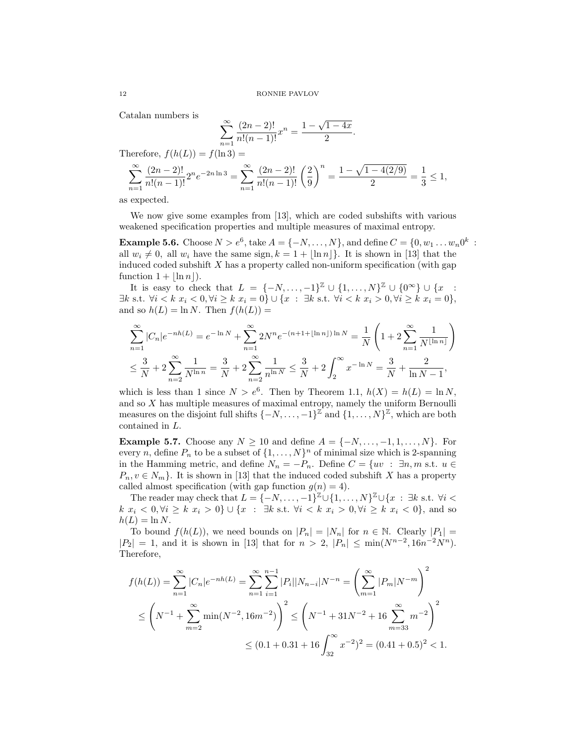Catalan numbers is

$$\sum_{n=1}^{\infty} \frac{(2n-2)!}{n!(n-1)!} x^n = \frac{1-\sqrt{1-4x}}{2}.$$

Therefore, $f(h(L)) = f(\ln 3) =$

$$\sum_{n=1}^{\infty} \frac{(2n-2)!}{n!(n-1)!} 2^n e^{-2n \ln 3} = \sum_{n=1}^{\infty} \frac{(2n-2)!}{n!(n-1)!} \left(\frac{2}{9}\right)^n = \frac{1-\sqrt{1-4(2/9)}}{2} = \frac{1}{3} \leq 1,$$

as expected.

We now give some examples from [13], which are coded subshifts with various weakened specification properties and multiple measures of maximal entropy.

**Example 5.6.** Choose $N > e^6$, take $A = \{-N, \ldots, N\}$, and define $C = \{0, w_1 \ldots w_n 0^k$ : all $w_i \neq 0$, all $w_i$ have the same sign, $k = 1 + \lfloor \ln n \rfloor\}$. It is shown in [13] that the induced coded subshift $X$ has a property called non-uniform specification (with gap function $1 + \lfloor \ln n \rfloor$).

It is easy to check that $L = \{-N, \ldots, -1\}^{\mathbb{Z}} \cup \{1, \ldots, N\}^{\mathbb{Z}} \cup \{0^\infty\} \cup \{x : \exists k \text{ s.t. } \forall i < k \ x_i < 0, \forall i \geq k \ x_i = 0\} \cup \{x : \exists k \text{ s.t. } \forall i < k \ x_i > 0, \forall i \geq k \ x_i = 0\}$, and so $h(L) = \ln N$. Then $f(h(L)) =$

$$\sum_{n=1}^{\infty} |C_n| e^{-nh(L)} = e^{-\ln N} + \sum_{n=1}^{\infty} 2N^n e^{-(n+1+\lfloor \ln n \rfloor)\ln N} = \frac{1}{N}\left(1 + 2\sum_{n=1}^{\infty} \frac{1}{N^{\lfloor \ln n \rfloor}}\right)$$
$$\leq \frac{3}{N} + 2\sum_{n=2}^{\infty} \frac{1}{N^{\ln n}} = \frac{3}{N} + 2\sum_{n=2}^{\infty} \frac{1}{n^{\ln N}} \leq \frac{3}{N} + 2\int_2^{\infty} x^{-\ln N} = \frac{3}{N} + \frac{2}{\ln N - 1},$$

which is less than 1 since $N > e^6$. Then by Theorem 1.1, $h(X) = h(L) = \ln N$, and so $X$ has multiple measures of maximal entropy, namely the uniform Bernoulli measures on the disjoint full shifts $\{-N, \ldots, -1\}^{\mathbb{Z}}$ and $\{1, \ldots, N\}^{\mathbb{Z}}$, which are both contained in $L$.

**Example 5.7.** Choose any $N \geq 10$ and define $A = \{-N, \ldots, -1, 1, \ldots, N\}$. For every $n$, define $P_n$ to be a subset of $\{1, \ldots, N\}^n$ of minimal size which is 2-spanning in the Hamming metric, and define $N_n = -P_n$. Define $C = \{uv : \exists n, m \text{ s.t. } u \in P_n, v \in N_m\}$. It is shown in [13] that the induced coded subshift $X$ has a property called almost specification (with gap function $g(n) = 4$).

The reader may check that $L = \{-N, \ldots, -1\}^{\mathbb{Z}} \cup \{1, \ldots, N\}^{\mathbb{Z}} \cup \{x : \exists k \text{ s.t. } \forall i < k \ x_i < 0, \forall i \geq k \ x_i > 0\} \cup \{x : \exists k \text{ s.t. } \forall i < k \ x_i > 0, \forall i \geq k \ x_i < 0\}$, and so $h(L) = \ln N$.

To bound $f(h(L))$, we need bounds on $|P_n| = |N_n|$ for $n \in \mathbb{N}$. Clearly $|P_1| = |P_2| = 1$, and it is shown in [13] that for $n > 2$, $|P_n| \leq \min(N^{n-2}, 16n^{-2}N^n)$. Therefore,

$$f(h(L)) = \sum_{n=1}^{\infty} |C_n| e^{-nh(L)} = \sum_{n=1}^{\infty} \sum_{i=1}^{n-1} |P_i||N_{n-i}| N^{-n} = \left(\sum_{m=1}^{\infty} |P_m| N^{-m}\right)^2$$
$$\leq \left(N^{-1} + \sum_{m=2}^{\infty} \min(N^{-2}, 16m^{-2})\right)^2 \leq \left(N^{-1} + 31N^{-2} + 16\sum_{m=33}^{\infty} m^{-2}\right)^2$$
$$\leq (0.1 + 0.31 + 16\int_{32}^{\infty} x^{-2})^2 = (0.41 + 0.5)^2 < 1.$$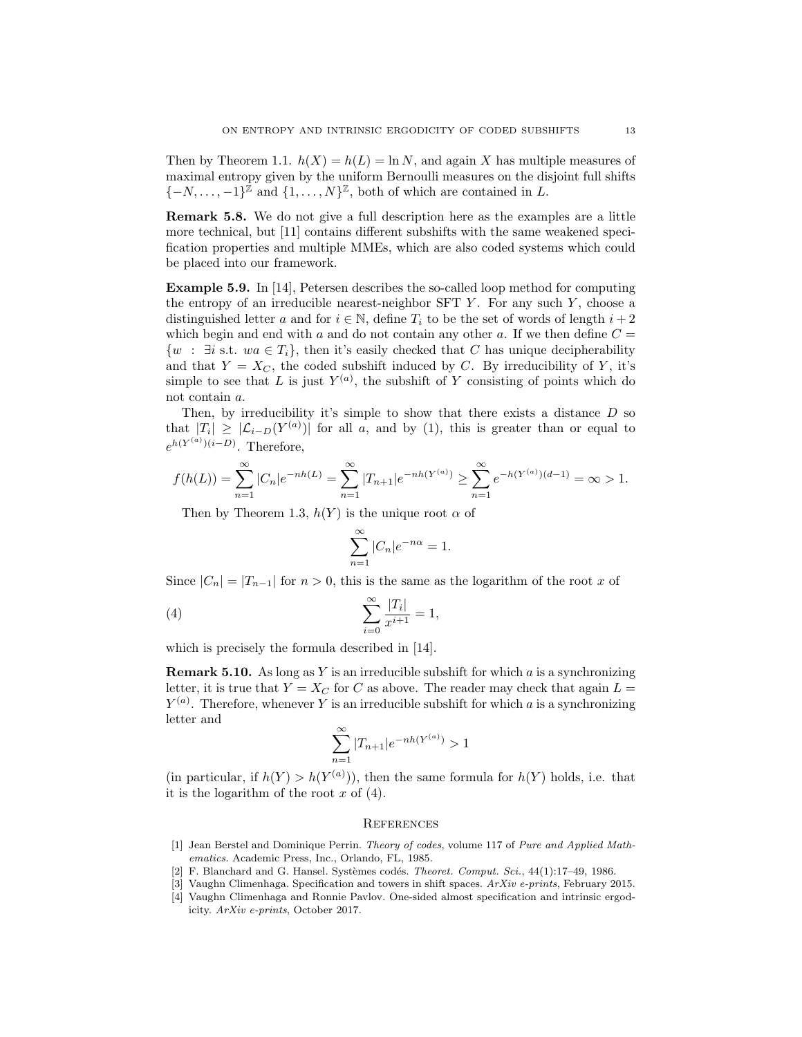Then by Theorem 1.1. $h(X) = h(L) = \ln N$, and again $X$ has multiple measures of maximal entropy given by the uniform Bernoulli measures on the disjoint full shifts $\{-N, \ldots, -1\}^{\mathbb{Z}}$ and $\{1, \ldots, N\}^{\mathbb{Z}}$, both of which are contained in $L$.

**Remark 5.8.** We do not give a full description here as the examples are a little more technical, but [11] contains different subshifts with the same weakened specification properties and multiple MMEs, which are also coded systems which could be placed into our framework.

**Example 5.9.** In [14], Petersen describes the so-called loop method for computing the entropy of an irreducible nearest-neighbor SFT $Y$. For any such $Y$, choose a distinguished letter $a$ and for $i \in \mathbb{N}$, define $T_i$ to be the set of words of length $i+2$ which begin and end with $a$ and do not contain any other $a$. If we then define $C = \{w \ : \ \exists i \text{ s.t. } wa \in T_i\}$, then it's easily checked that $C$ has unique decipherability and that $Y = X_C$, the coded subshift induced by $C$. By irreducibility of $Y$, it's simple to see that $L$ is just $Y^{(a)}$, the subshift of $Y$ consisting of points which do not contain $a$.

Then, by irreducibility it's simple to show that there exists a distance $D$ so that $|T_i| \geq |\mathcal{L}_{i-D}(Y^{(a)})|$ for all $a$, and by (1), this is greater than or equal to $e^{h(Y^{(a)})(i-D)}$. Therefore,

$$f(h(L)) = \sum_{n=1}^{\infty} |C_n| e^{-nh(L)} = \sum_{n=1}^{\infty} |T_{n+1}| e^{-nh(Y^{(a)})} \geq \sum_{n=1}^{\infty} e^{-h(Y^{(a)})(d-1)} = \infty > 1.$$

Then by Theorem 1.3, $h(Y)$ is the unique root $\alpha$ of

$$\sum_{n=1}^{\infty} |C_n| e^{-n\alpha} = 1.$$

Since $|C_n| = |T_{n-1}|$ for $n > 0$, this is the same as the logarithm of the root $x$ of

$$\sum_{i=0}^{\infty} \frac{|T_i|}{x^{i+1}} = 1, \tag{4}$$

which is precisely the formula described in [14].

**Remark 5.10.** As long as $Y$ is an irreducible subshift for which $a$ is a synchronizing letter, it is true that $Y = X_C$ for $C$ as above. The reader may check that again $L = Y^{(a)}$. Therefore, whenever $Y$ is an irreducible subshift for which $a$ is a synchronizing letter and

$$\sum_{n=1}^{\infty} |T_{n+1}| e^{-nh(Y^{(a)})} > 1$$

(in particular, if $h(Y) > h(Y^{(a)})$), then the same formula for $h(Y)$ holds, i.e. that it is the logarithm of the root $x$ of (4).

## References

[1] Jean Berstel and Dominique Perrin. *Theory of codes*, volume 117 of *Pure and Applied Mathematics*. Academic Press, Inc., Orlando, FL, 1985.

[2] F. Blanchard and G. Hansel. Systèmes codés. *Theoret. Comput. Sci.*, 44(1):17–49, 1986.

[3] Vaughn Climenhaga. Specification and towers in shift spaces. *ArXiv e-prints*, February 2015.

[4] Vaughn Climenhaga and Ronnie Pavlov. One-sided almost specification and intrinsic ergodicity. *ArXiv e-prints*, October 2017.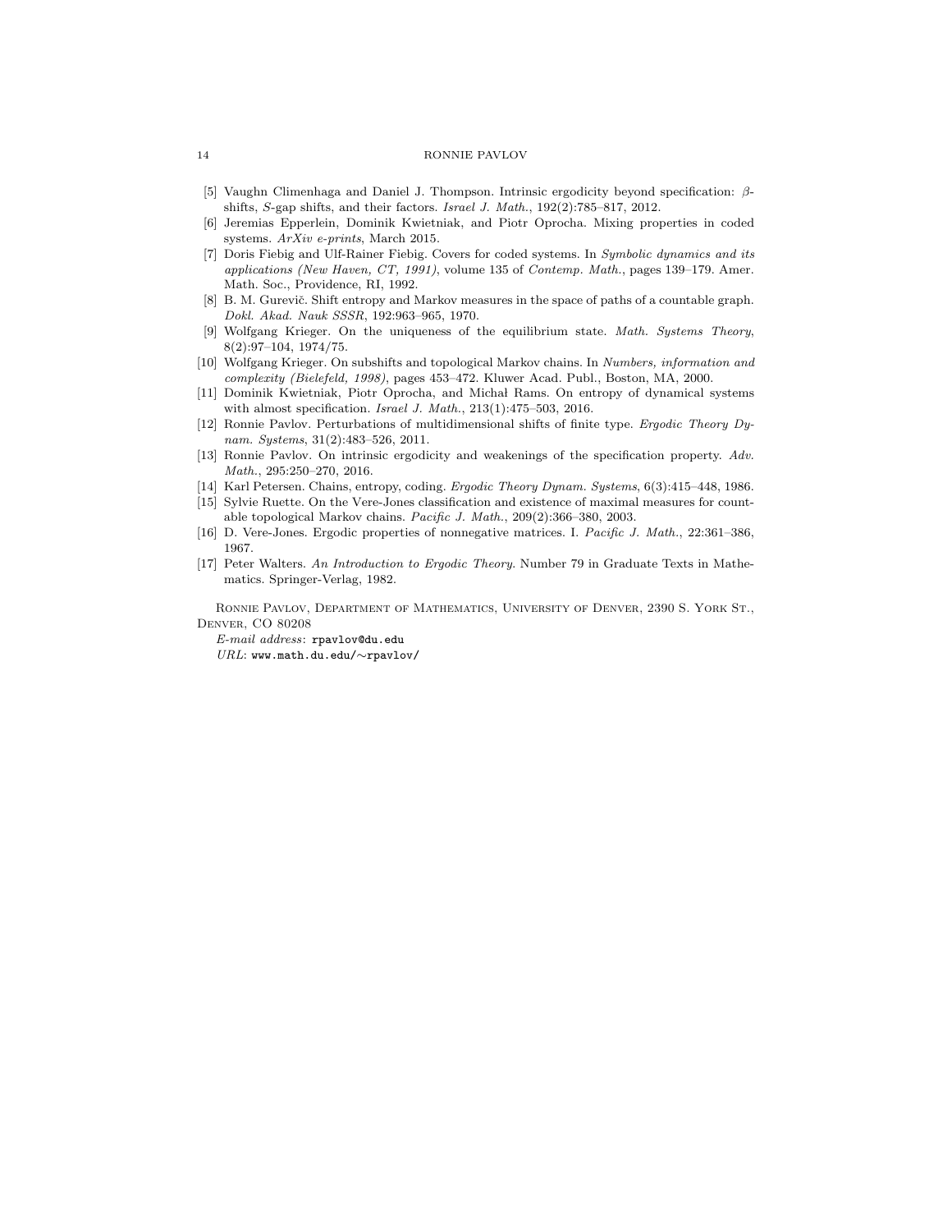[5] Vaughn Climenhaga and Daniel J. Thompson. Intrinsic ergodicity beyond specification: $\beta$-shifts, $S$-gap shifts, and their factors. *Israel J. Math.*, 192(2):785–817, 2012.

[6] Jeremias Epperlein, Dominik Kwietniak, and Piotr Oprocha. Mixing properties in coded systems. *ArXiv e-prints*, March 2015.

[7] Doris Fiebig and Ulf-Rainer Fiebig. Covers for coded systems. In *Symbolic dynamics and its applications (New Haven, CT, 1991)*, volume 135 of *Contemp. Math.*, pages 139–179. Amer. Math. Soc., Providence, RI, 1992.

[8] B. M. Gurevič. Shift entropy and Markov measures in the space of paths of a countable graph. *Dokl. Akad. Nauk SSSR*, 192:963–965, 1970.

[9] Wolfgang Krieger. On the uniqueness of the equilibrium state. *Math. Systems Theory*, 8(2):97–104, 1974/75.

[10] Wolfgang Krieger. On subshifts and topological Markov chains. In *Numbers, information and complexity (Bielefeld, 1998)*, pages 453–472. Kluwer Acad. Publ., Boston, MA, 2000.

[11] Dominik Kwietniak, Piotr Oprocha, and Michał Rams. On entropy of dynamical systems with almost specification. *Israel J. Math.*, 213(1):475–503, 2016.

[12] Ronnie Pavlov. Perturbations of multidimensional shifts of finite type. *Ergodic Theory Dynam. Systems*, 31(2):483–526, 2011.

[13] Ronnie Pavlov. On intrinsic ergodicity and weakenings of the specification property. *Adv. Math.*, 295:250–270, 2016.

[14] Karl Petersen. Chains, entropy, coding. *Ergodic Theory Dynam. Systems*, 6(3):415–448, 1986.

[15] Sylvie Ruette. On the Vere-Jones classification and existence of maximal measures for countable topological Markov chains. *Pacific J. Math.*, 209(2):366–380, 2003.

[16] D. Vere-Jones. Ergodic properties of nonnegative matrices. I. *Pacific J. Math.*, 22:361–386, 1967.

[17] Peter Walters. *An Introduction to Ergodic Theory*. Number 79 in Graduate Texts in Mathematics. Springer-Verlag, 1982.

Ronnie Pavlov, Department of Mathematics, University of Denver, 2390 S. York St., Denver, CO 80208

*E-mail address*: rpavlov@du.edu

*URL*: www.math.du.edu/∼rpavlov/